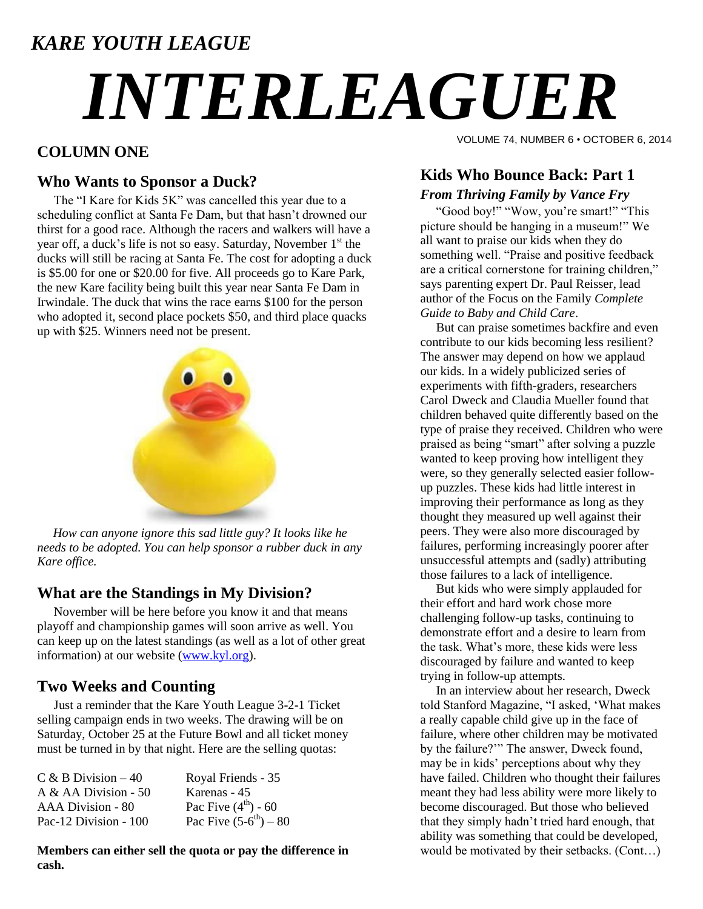*KARE YOUTH LEAGUE*

# *INTERLEAGUER*

VOLUME 74, NUMBER 6 • OCTOBER 6, 2014

## COLUMN ONE

### Who Wants to Sponsor a Duck?

The "I Kare for Kids 5K" was cancelled this year due to a scheduling conflict at Santa Fe Dam, but that hasn't drowned our thirst for a good race. Although the racers and walkers will have a year off, a duck's life is not so easy. Saturday, November 1st the ducks will still be racing at Santa Fe. The cost for adopting a duck is $5.00 for one or $20.00 for five. All proceeds go to Kare Park, the new Kare facility being built this year near Santa Fe Dam in Irwindale. The duck that wins the race earns $100 for the person who adopted it, second place pockets $50, and third place quacks up with $25. Winners need not be present.

*How can anyone ignore this sad little guy? It looks like he needs to be adopted. You can help sponsor a rubber duck in any Kare office.*

### What are the Standings in My Division?

November will be here before you know it and that means playoff and championship games will soon arrive as well. You can keep up on the latest standings (as well as a lot of other great information) at our website (www.kyl.org).

### Two Weeks and Counting

Just a reminder that the Kare Youth League 3-2-1 Ticket selling campaign ends in two weeks. The drawing will be on Saturday, October 25 at the Future Bowl and all ticket money must be turned in by that night. Here are the selling quotas:

| | |
|---|---|
| C & B Division – 40 | Royal Friends - 35 |
| A & AA Division - 50 | Karenas - 45 |
| AAA Division - 80 | Pac Five (4th) - 60 |
| Pac-12 Division - 100 | Pac Five (5-6th) – 80 |

**Members can either sell the quota or pay the difference in cash.**

## Kids Who Bounce Back: Part 1

### *From Thriving Family by Vance Fry*

"Good boy!" "Wow, you're smart!" "This picture should be hanging in a museum!" We all want to praise our kids when they do something well. "Praise and positive feedback are a critical cornerstone for training children," says parenting expert Dr. Paul Reisser, lead author of the Focus on the Family *Complete Guide to Baby and Child Care*.

But can praise sometimes backfire and even contribute to our kids becoming less resilient? The answer may depend on how we applaud our kids. In a widely publicized series of experiments with fifth-graders, researchers Carol Dweck and Claudia Mueller found that children behaved quite differently based on the type of praise they received. Children who were praised as being "smart" after solving a puzzle wanted to keep proving how intelligent they were, so they generally selected easier follow-up puzzles. These kids had little interest in improving their performance as long as they thought they measured up well against their peers. They were also more discouraged by failures, performing increasingly poorer after unsuccessful attempts and (sadly) attributing those failures to a lack of intelligence.

But kids who were simply applauded for their effort and hard work chose more challenging follow-up tasks, continuing to demonstrate effort and a desire to learn from the task. What's more, these kids were less discouraged by failure and wanted to keep trying in follow-up attempts.

In an interview about her research, Dweck told Stanford Magazine, "I asked, 'What makes a really capable child give up in the face of failure, where other children may be motivated by the failure?'" The answer, Dweck found, may be in kids' perceptions about why they have failed. Children who thought their failures meant they had less ability were more likely to become discouraged. But those who believed that they simply hadn't tried hard enough, that ability was something that could be developed, would be motivated by their setbacks. (Cont…)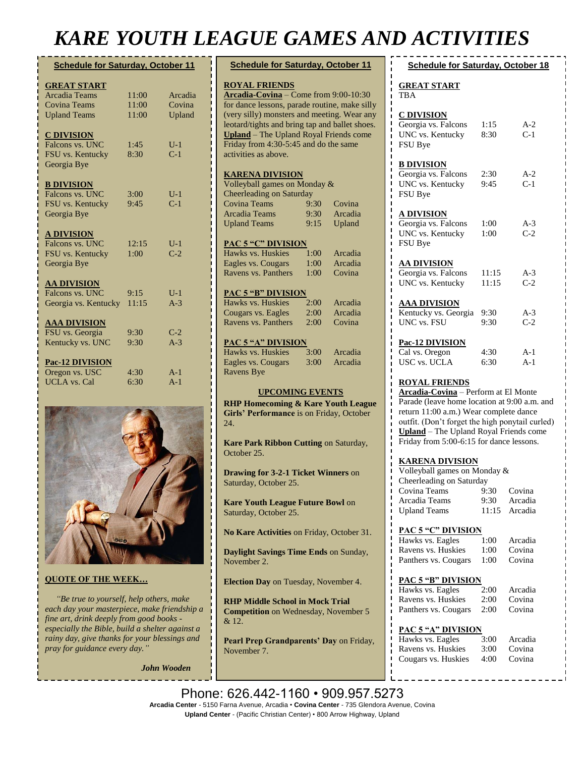# KARE YOUTH LEAGUE GAMES AND ACTIVITIES

## Schedule for Saturday, October 11

**GREAT START**

| | | |
|---|---|---|
| Arcadia Teams | 11:00 | Arcadia |
| Covina Teams | 11:00 | Covina |
| Upland Teams | 11:00 | Upland |

**C DIVISION**

| | | |
|---|---|---|
| Falcons vs. UNC | 1:45 | U-1 |
| FSU vs. Kentucky | 8:30 | C-1 |
| Georgia Bye | | |

**B DIVISION**

| | | |
|---|---|---|
| Falcons vs. UNC | 3:00 | U-1 |
| FSU vs. Kentucky | 9:45 | C-1 |
| Georgia Bye | | |

**A DIVISION**

| | | |
|---|---|---|
| Falcons vs. UNC | 12:15 | U-1 |
| FSU vs. Kentucky | 1:00 | C-2 |
| Georgia Bye | | |

**AA DIVISION**

| | | |
|---|---|---|
| Falcons vs. UNC | 9:15 | U-1 |
| Georgia vs. Kentucky | 11:15 | A-3 |

**AAA DIVISION**

| | | |
|---|---|---|
| FSU vs. Georgia | 9:30 | C-2 |
| Kentucky vs. UNC | 9:30 | A-3 |

**Pac-12 DIVISION**

| | | |
|---|---|---|
| Oregon vs. USC | 4:30 | A-1 |
| UCLA vs. Cal | 6:30 | A-1 |

**QUOTE OF THE WEEK…**

*"Be true to yourself, help others, make each day your masterpiece, make friendship a fine art, drink deeply from good books - especially the Bible, build a shelter against a rainy day, give thanks for your blessings and pray for guidance every day."*

***John Wooden***

## Schedule for Saturday, October 11

**ROYAL FRIENDS**

**Arcadia-Covina** – Come from 9:00-10:30 for dance lessons, parade routine, make silly (very silly) monsters and meeting. Wear any leotard/tights and bring tap and ballet shoes.
**Upland** – The Upland Royal Friends come Friday from 4:30-5:45 and do the same activities as above.

**KARENA DIVISION**

Volleyball games on Monday & Cheerleading on Saturday

| | | |
|---|---|---|
| Covina Teams | 9:30 | Covina |
| Arcadia Teams | 9:30 | Arcadia |
| Upland Teams | 9:15 | Upland |

**PAC 5 "C" DIVISION**

| | | |
|---|---|---|
| Hawks vs. Huskies | 1:00 | Arcadia |
| Eagles vs. Cougars | 1:00 | Arcadia |
| Ravens vs. Panthers | 1:00 | Covina |

**PAC 5 "B" DIVISION**

| | | |
|---|---|---|
| Hawks vs. Huskies | 2:00 | Arcadia |
| Cougars vs. Eagles | 2:00 | Arcadia |
| Ravens vs. Panthers | 2:00 | Covina |

**PAC 5 "A" DIVISION**

| | | |
|---|---|---|
| Hawks vs. Huskies | 3:00 | Arcadia |
| Eagles vs. Cougars | 3:00 | Arcadia |
| Ravens Bye | | |

**UPCOMING EVENTS**

**RHP Homecoming & Kare Youth League Girls' Performance** is on Friday, October 24.

**Kare Park Ribbon Cutting** on Saturday, October 25.

**Drawing for 3-2-1 Ticket Winners** on Saturday, October 25.

**Kare Youth League Future Bowl** on Saturday, October 25.

**No Kare Activities** on Friday, October 31.

**Daylight Savings Time Ends** on Sunday, November 2.

**Election Day** on Tuesday, November 4.

**RHP Middle School in Mock Trial Competition** on Wednesday, November 5 & 12.

**Pearl Prep Grandparents' Day** on Friday, November 7.

## Schedule for Saturday, October 18

**GREAT START**

TBA

**C DIVISION**

| | | |
|---|---|---|
| Georgia vs. Falcons | 1:15 | A-2 |
| UNC vs. Kentucky | 8:30 | C-1 |
| FSU Bye | | |

**B DIVISION**

| | | |
|---|---|---|
| Georgia vs. Falcons | 2:30 | A-2 |
| UNC vs. Kentucky | 9:45 | C-1 |
| FSU Bye | | |

**A DIVISION**

| | | |
|---|---|---|
| Georgia vs. Falcons | 1:00 | A-3 |
| UNC vs. Kentucky | 1:00 | C-2 |
| FSU Bye | | |

**AA DIVISION**

| | | |
|---|---|---|
| Georgia vs. Falcons | 11:15 | A-3 |
| UNC vs. Kentucky | 11:15 | C-2 |

**AAA DIVISION**

| | | |
|---|---|---|
| Kentucky vs. Georgia | 9:30 | A-3 |
| UNC vs. FSU | 9:30 | C-2 |

**Pac-12 DIVISION**

| | | |
|---|---|---|
| Cal vs. Oregon | 4:30 | A-1 |
| USC vs. UCLA | 6:30 | A-1 |

**ROYAL FRIENDS**

**Arcadia-Covina** – Perform at El Monte Parade (leave home location at 9:00 a.m. and return 11:00 a.m.) Wear complete dance outfit. (Don't forget the high ponytail curled)
**Upland** – The Upland Royal Friends come Friday from 5:00-6:15 for dance lessons.

**KARENA DIVISION**

Volleyball games on Monday & Cheerleading on Saturday

| | | |
|---|---|---|
| Covina Teams | 9:30 | Covina |
| Arcadia Teams | 9:30 | Arcadia |
| Upland Teams | 11:15 | Arcadia |

**PAC 5 "C" DIVISION**

| | | |
|---|---|---|
| Hawks vs. Eagles | 1:00 | Arcadia |
| Ravens vs. Huskies | 1:00 | Covina |
| Panthers vs. Cougars | 1:00 | Covina |

**PAC 5 "B" DIVISION**

| | | |
|---|---|---|
| Hawks vs. Eagles | 2:00 | Arcadia |
| Ravens vs. Huskies | 2:00 | Covina |
| Panthers vs. Cougars | 2:00 | Covina |

**PAC 5 "A" DIVISION**

| | | |
|---|---|---|
| Hawks vs. Eagles | 3:00 | Arcadia |
| Ravens vs. Huskies | 3:00 | Covina |
| Cougars vs. Huskies | 4:00 | Covina |

Phone: 626.442-1160 • 909.957.5273

**Arcadia Center** - 5150 Farna Avenue, Arcadia • **Covina Center** - 735 Glendora Avenue, Covina
**Upland Center** - (Pacific Christian Center) • 800 Arrow Highway, Upland